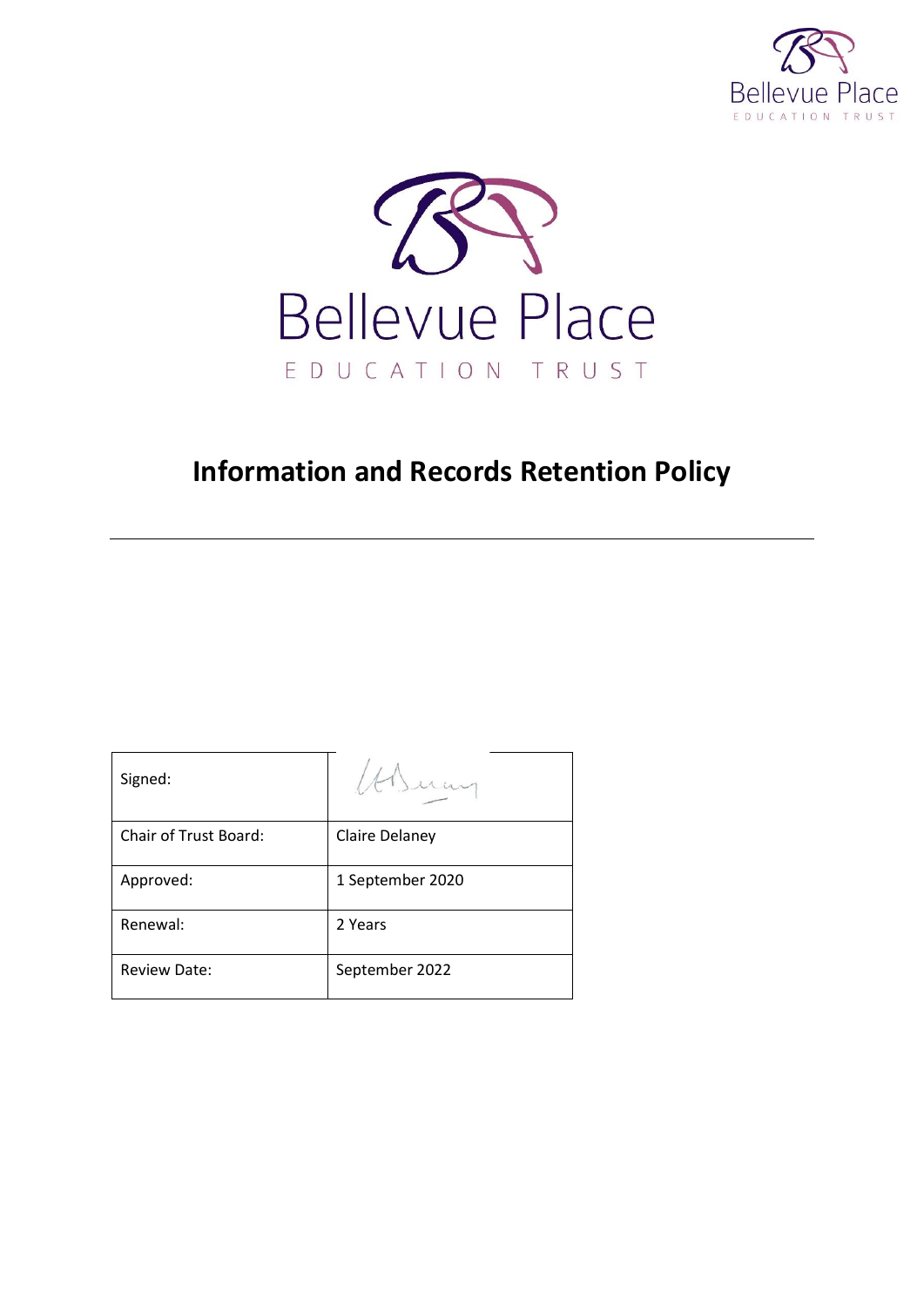Bellevue Place

EDUCATION TRUST

# Information and Records Retention Policy

---

| Signed: | |
| --- | --- |
| Chair of Trust Board: | Claire Delaney |
| Approved: | 1 September 2020 |
| Renewal: | 2 Years |
| Review Date: | September 2022 |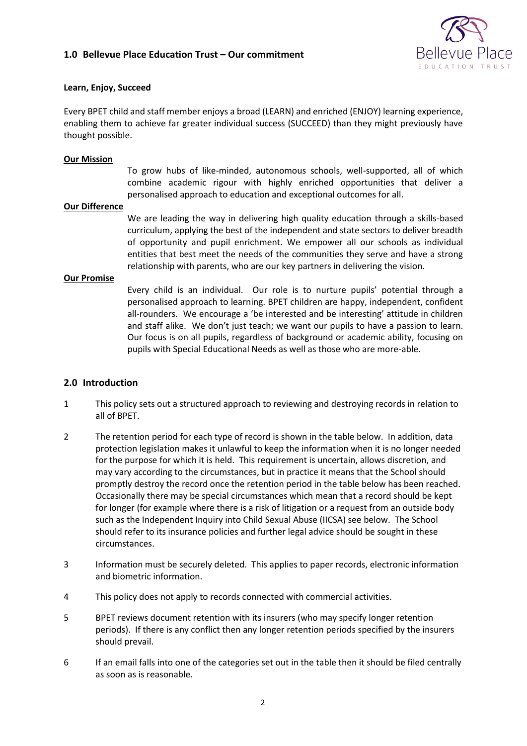## 1.0 Bellevue Place Education Trust – Our commitment

**Learn, Enjoy, Succeed**

Every BPET child and staff member enjoys a broad (LEARN) and enriched (ENJOY) learning experience, enabling them to achieve far greater individual success (SUCCEED) than they might previously have thought possible.

**Our Mission**

To grow hubs of like-minded, autonomous schools, well-supported, all of which combine academic rigour with highly enriched opportunities that deliver a personalised approach to education and exceptional outcomes for all.

**Our Difference**

We are leading the way in delivering high quality education through a skills-based curriculum, applying the best of the independent and state sectors to deliver breadth of opportunity and pupil enrichment. We empower all our schools as individual entities that best meet the needs of the communities they serve and have a strong relationship with parents, who are our key partners in delivering the vision.

**Our Promise**

Every child is an individual. Our role is to nurture pupils' potential through a personalised approach to learning. BPET children are happy, independent, confident all-rounders. We encourage a 'be interested and be interesting' attitude in children and staff alike. We don't just teach; we want our pupils to have a passion to learn. Our focus is on all pupils, regardless of background or academic ability, focusing on pupils with Special Educational Needs as well as those who are more-able.

## 2.0 Introduction

1. This policy sets out a structured approach to reviewing and destroying records in relation to all of BPET.

2. The retention period for each type of record is shown in the table below. In addition, data protection legislation makes it unlawful to keep the information when it is no longer needed for the purpose for which it is held. This requirement is uncertain, allows discretion, and may vary according to the circumstances, but in practice it means that the School should promptly destroy the record once the retention period in the table below has been reached. Occasionally there may be special circumstances which mean that a record should be kept for longer (for example where there is a risk of litigation or a request from an outside body such as the Independent Inquiry into Child Sexual Abuse (IICSA) see below. The School should refer to its insurance policies and further legal advice should be sought in these circumstances.

3. Information must be securely deleted. This applies to paper records, electronic information and biometric information.

4. This policy does not apply to records connected with commercial activities.

5. BPET reviews document retention with its insurers (who may specify longer retention periods). If there is any conflict then any longer retention periods specified by the insurers should prevail.

6. If an email falls into one of the categories set out in the table then it should be filed centrally as soon as is reasonable.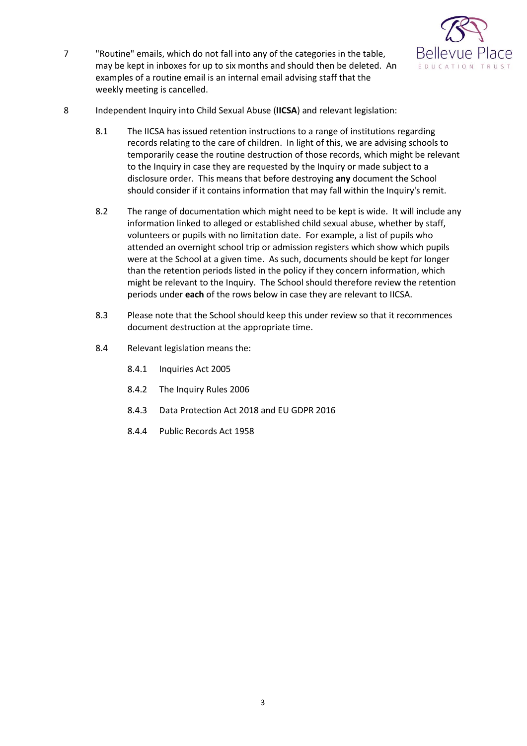7 "Routine" emails, which do not fall into any of the categories in the table, may be kept in inboxes for up to six months and should then be deleted. An examples of a routine email is an internal email advising staff that the weekly meeting is cancelled.

8 Independent Inquiry into Child Sexual Abuse (**IICSA**) and relevant legislation:

8.1 The IICSA has issued retention instructions to a range of institutions regarding records relating to the care of children. In light of this, we are advising schools to temporarily cease the routine destruction of those records, which might be relevant to the Inquiry in case they are requested by the Inquiry or made subject to a disclosure order. This means that before destroying **any** document the School should consider if it contains information that may fall within the Inquiry's remit.

8.2 The range of documentation which might need to be kept is wide. It will include any information linked to alleged or established child sexual abuse, whether by staff, volunteers or pupils with no limitation date. For example, a list of pupils who attended an overnight school trip or admission registers which show which pupils were at the School at a given time. As such, documents should be kept for longer than the retention periods listed in the policy if they concern information, which might be relevant to the Inquiry. The School should therefore review the retention periods under **each** of the rows below in case they are relevant to IICSA.

8.3 Please note that the School should keep this under review so that it recommences document destruction at the appropriate time.

8.4 Relevant legislation means the:

8.4.1 Inquiries Act 2005

8.4.2 The Inquiry Rules 2006

8.4.3 Data Protection Act 2018 and EU GDPR 2016

8.4.4 Public Records Act 1958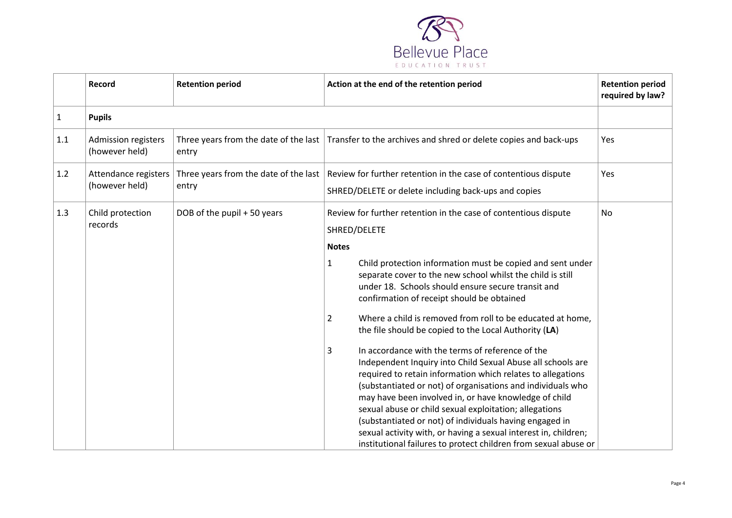| | Record | Retention period | Action at the end of the retention period | Retention period required by law? |
|---|---|---|---|---|
| 1 | **Pupils** | | | |
| 1.1 | Admission registers (however held) | Three years from the date of the last entry | Transfer to the archives and shred or delete copies and back-ups | Yes |
| 1.2 | Attendance registers (however held) | Three years from the date of the last entry | Review for further retention in the case of contentious dispute<br>SHRED/DELETE or delete including back-ups and copies | Yes |
| 1.3 | Child protection records | DOB of the pupil + 50 years | Review for further retention in the case of contentious dispute<br>SHRED/DELETE<br>**Notes**<br>1 Child protection information must be copied and sent under separate cover to the new school whilst the child is still under 18. Schools should ensure secure transit and confirmation of receipt should be obtained<br>2 Where a child is removed from roll to be educated at home, the file should be copied to the Local Authority (**LA**)<br>3 In accordance with the terms of reference of the Independent Inquiry into Child Sexual Abuse all schools are required to retain information which relates to allegations (substantiated or not) of organisations and individuals who may have been involved in, or have knowledge of child sexual abuse or child sexual exploitation; allegations (substantiated or not) of individuals having engaged in sexual activity with, or having a sexual interest in, children; institutional failures to protect children from sexual abuse or | No |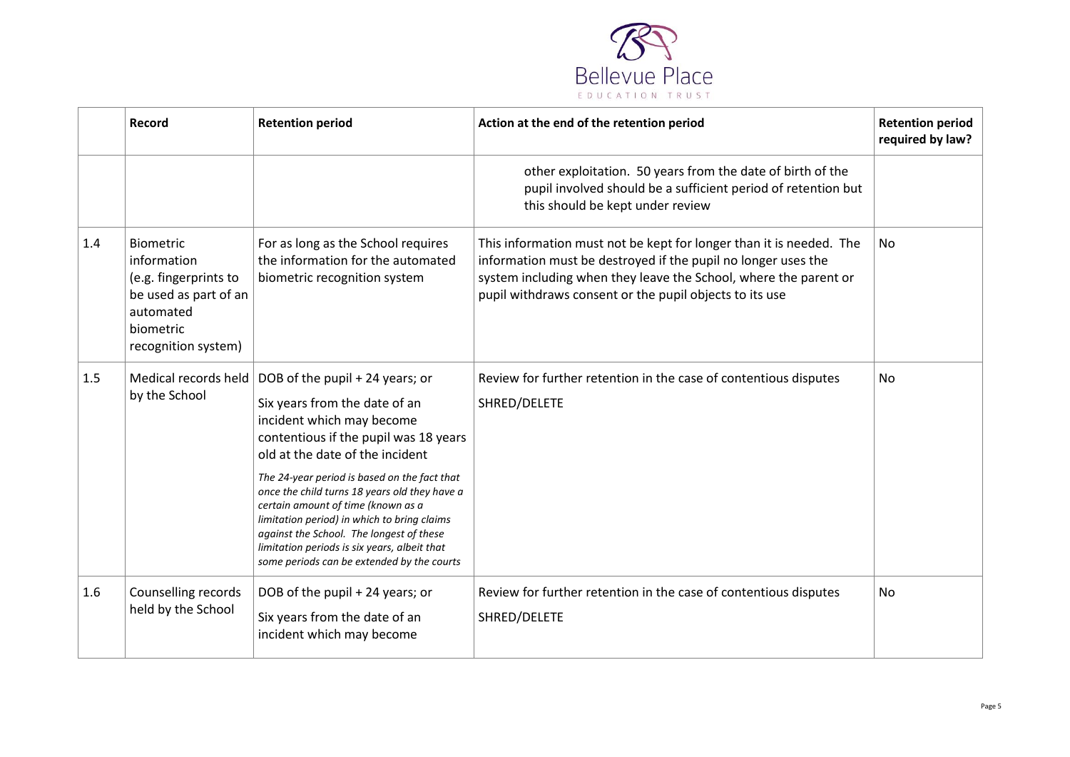| | Record | Retention period | Action at the end of the retention period | Retention period required by law? |
|---|---|---|---|---|
| | | | other exploitation. 50 years from the date of birth of the pupil involved should be a sufficient period of retention but this should be kept under review | |
| 1.4 | Biometric information (e.g. fingerprints to be used as part of an automated biometric recognition system) | For as long as the School requires the information for the automated biometric recognition system | This information must not be kept for longer than it is needed. The information must be destroyed if the pupil no longer uses the system including when they leave the School, where the parent or pupil withdraws consent or the pupil objects to its use | No |
| 1.5 | Medical records held by the School | DOB of the pupil + 24 years; or<br><br>Six years from the date of an incident which may become contentious if the pupil was 18 years old at the date of the incident<br><br>*The 24-year period is based on the fact that once the child turns 18 years old they have a certain amount of time (known as a limitation period) in which to bring claims against the School. The longest of these limitation periods is six years, albeit that some periods can be extended by the courts* | Review for further retention in the case of contentious disputes<br><br>SHRED/DELETE | No |
| 1.6 | Counselling records held by the School | DOB of the pupil + 24 years; or<br><br>Six years from the date of an incident which may become | Review for further retention in the case of contentious disputes<br><br>SHRED/DELETE | No |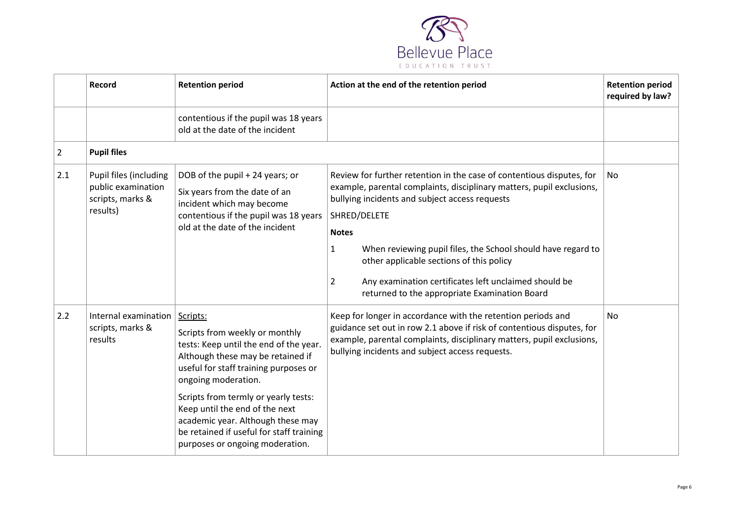| | Record | Retention period | Action at the end of the retention period | Retention period required by law? |
|---|---|---|---|---|
| | | contentious if the pupil was 18 years old at the date of the incident | | |
| 2 | **Pupil files** | | | |
| 2.1 | Pupil files (including public examination scripts, marks & results) | DOB of the pupil + 24 years; or<br>Six years from the date of an incident which may become contentious if the pupil was 18 years old at the date of the incident | Review for further retention in the case of contentious disputes, for example, parental complaints, disciplinary matters, pupil exclusions, bullying incidents and subject access requests<br>SHRED/DELETE<br>**Notes**<br>1 When reviewing pupil files, the School should have regard to other applicable sections of this policy<br>2 Any examination certificates left unclaimed should be returned to the appropriate Examination Board | No |
| 2.2 | Internal examination scripts, marks & results | Scripts:<br>Scripts from weekly or monthly tests: Keep until the end of the year. Although these may be retained if useful for staff training purposes or ongoing moderation.<br>Scripts from termly or yearly tests: Keep until the end of the next academic year. Although these may be retained if useful for staff training purposes or ongoing moderation. | Keep for longer in accordance with the retention periods and guidance set out in row 2.1 above if risk of contentious disputes, for example, parental complaints, disciplinary matters, pupil exclusions, bullying incidents and subject access requests. | No |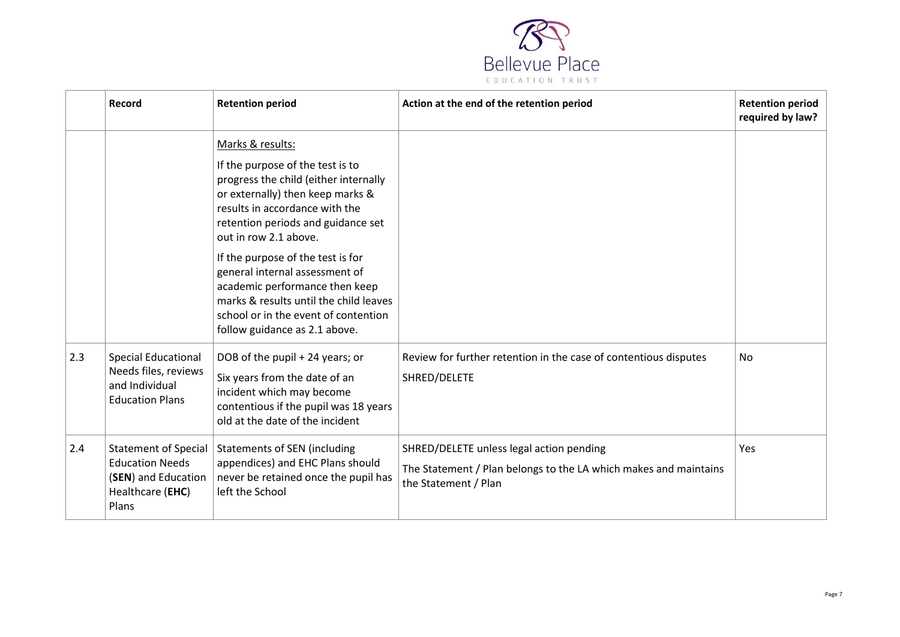|  | Record | Retention period | Action at the end of the retention period | Retention period required by law? |
|---|---|---|---|---|
|  |  | Marks & results:<br><br>If the purpose of the test is to progress the child (either internally or externally) then keep marks & results in accordance with the retention periods and guidance set out in row 2.1 above.<br><br>If the purpose of the test is for general internal assessment of academic performance then keep marks & results until the child leaves school or in the event of contention follow guidance as 2.1 above. |  |  |
| 2.3 | Special Educational Needs files, reviews and Individual Education Plans | DOB of the pupil + 24 years; or<br><br>Six years from the date of an incident which may become contentious if the pupil was 18 years old at the date of the incident | Review for further retention in the case of contentious disputes<br><br>SHRED/DELETE | No |
| 2.4 | Statement of Special Education Needs (**SEN**) and Education Healthcare (**EHC**) Plans | Statements of SEN (including appendices) and EHC Plans should never be retained once the pupil has left the School | SHRED/DELETE unless legal action pending<br><br>The Statement / Plan belongs to the LA which makes and maintains the Statement / Plan | Yes |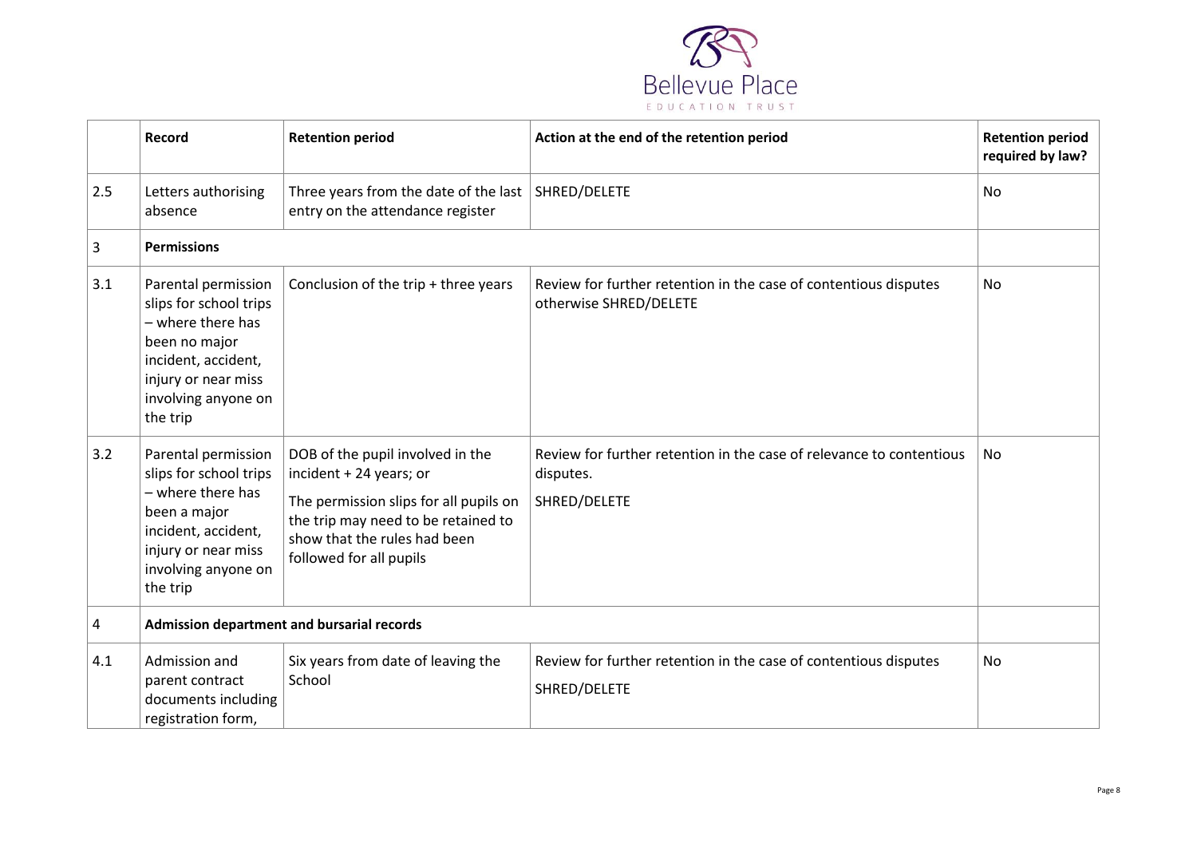| | Record | Retention period | Action at the end of the retention period | Retention period required by law? |
|---|---|---|---|---|
| 2.5 | Letters authorising absence | Three years from the date of the last entry on the attendance register | SHRED/DELETE | No |
| 3 | **Permissions** | | | |
| 3.1 | Parental permission slips for school trips – where there has been no major incident, accident, injury or near miss involving anyone on the trip | Conclusion of the trip + three years | Review for further retention in the case of contentious disputes otherwise SHRED/DELETE | No |
| 3.2 | Parental permission slips for school trips – where there has been a major incident, accident, injury or near miss involving anyone on the trip | DOB of the pupil involved in the incident + 24 years; or<br>The permission slips for all pupils on the trip may need to be retained to show that the rules had been followed for all pupils | Review for further retention in the case of relevance to contentious disputes.<br>SHRED/DELETE | No |
| 4 | **Admission department and bursarial records** | | | |
| 4.1 | Admission and parent contract documents including registration form, | Six years from date of leaving the School | Review for further retention in the case of contentious disputes<br>SHRED/DELETE | No |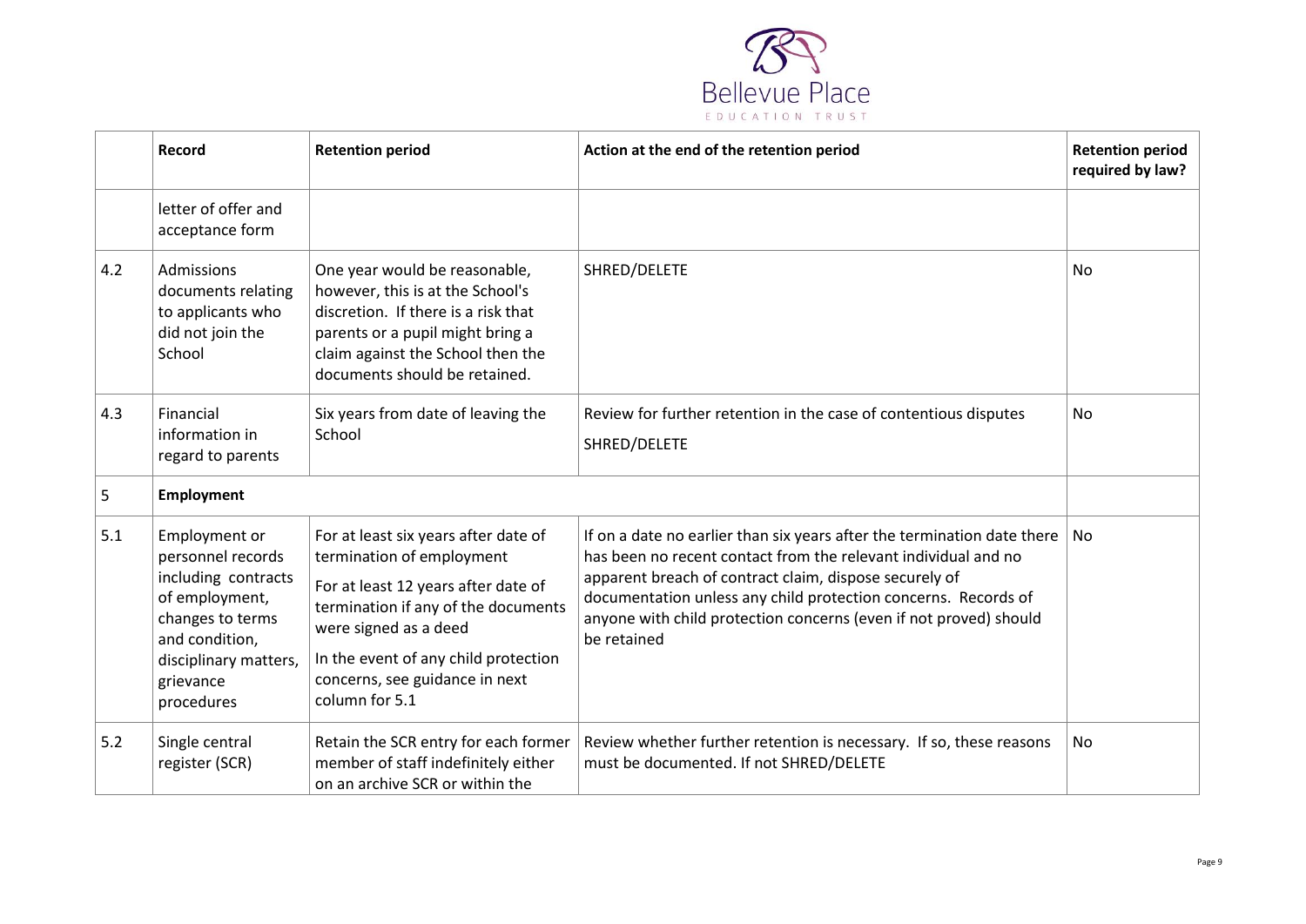| | Record | Retention period | Action at the end of the retention period | Retention period required by law? |
|---|---|---|---|---|
| | letter of offer and acceptance form | | | |
| 4.2 | Admissions documents relating to applicants who did not join the School | One year would be reasonable, however, this is at the School's discretion. If there is a risk that parents or a pupil might bring a claim against the School then the documents should be retained. | SHRED/DELETE | No |
| 4.3 | Financial information in regard to parents | Six years from date of leaving the School | Review for further retention in the case of contentious disputes<br>SHRED/DELETE | No |
| 5 | **Employment** | | | |
| 5.1 | Employment or personnel records including contracts of employment, changes to terms and condition, disciplinary matters, grievance procedures | For at least six years after date of termination of employment<br>For at least 12 years after date of termination if any of the documents were signed as a deed<br>In the event of any child protection concerns, see guidance in next column for 5.1 | If on a date no earlier than six years after the termination date there has been no recent contact from the relevant individual and no apparent breach of contract claim, dispose securely of documentation unless any child protection concerns. Records of anyone with child protection concerns (even if not proved) should be retained | No |
| 5.2 | Single central register (SCR) | Retain the SCR entry for each former member of staff indefinitely either on an archive SCR or within the | Review whether further retention is necessary. If so, these reasons must be documented. If not SHRED/DELETE | No |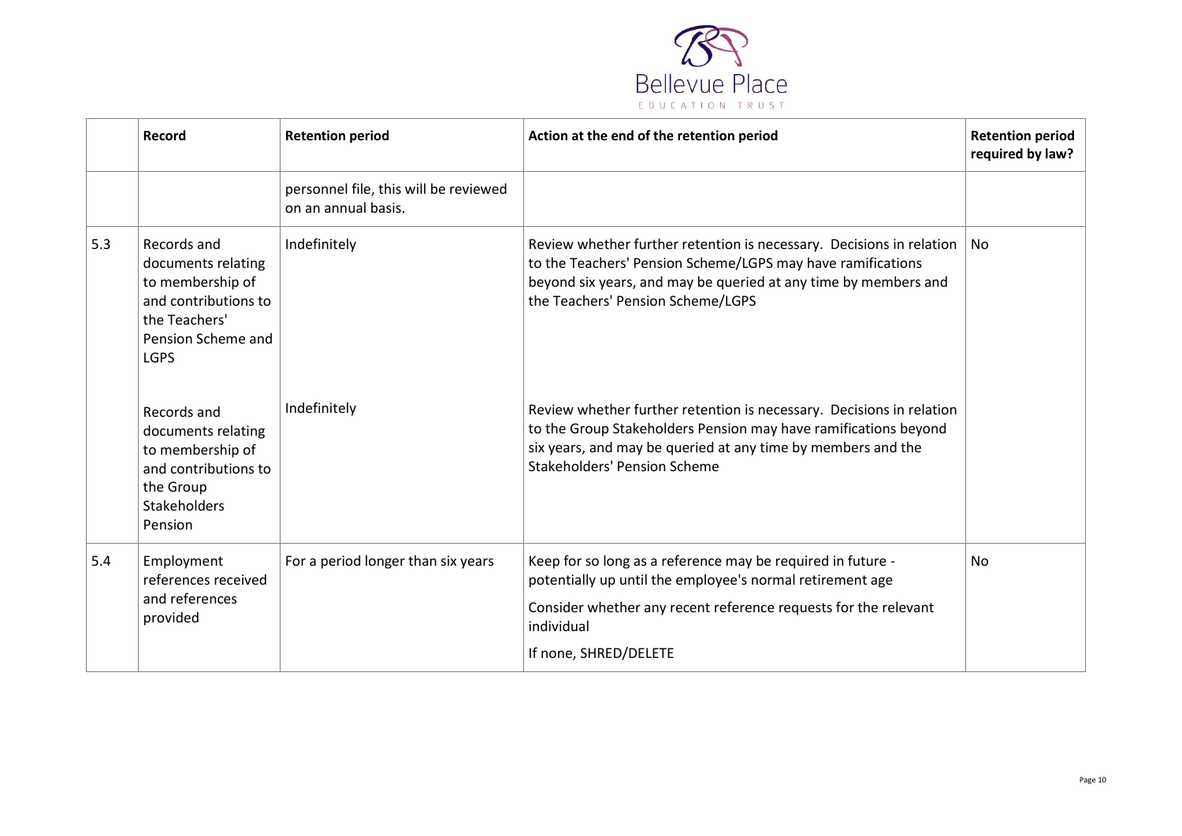|  | Record | Retention period | Action at the end of the retention period | Retention period required by law? |
|---|---|---|---|---|
|  |  | personnel file, this will be reviewed on an annual basis. |  |  |
| 5.3 | Records and documents relating to membership of and contributions to the Teachers' Pension Scheme and LGPS | Indefinitely | Review whether further retention is necessary. Decisions in relation to the Teachers' Pension Scheme/LGPS may have ramifications beyond six years, and may be queried at any time by members and the Teachers' Pension Scheme/LGPS | No |
|  | Records and documents relating to membership of and contributions to the Group Stakeholders Pension | Indefinitely | Review whether further retention is necessary. Decisions in relation to the Group Stakeholders Pension may have ramifications beyond six years, and may be queried at any time by members and the Stakeholders' Pension Scheme |  |
| 5.4 | Employment references received and references provided | For a period longer than six years | Keep for so long as a reference may be required in future - potentially up until the employee's normal retirement age<br><br>Consider whether any recent reference requests for the relevant individual<br><br>If none, SHRED/DELETE | No |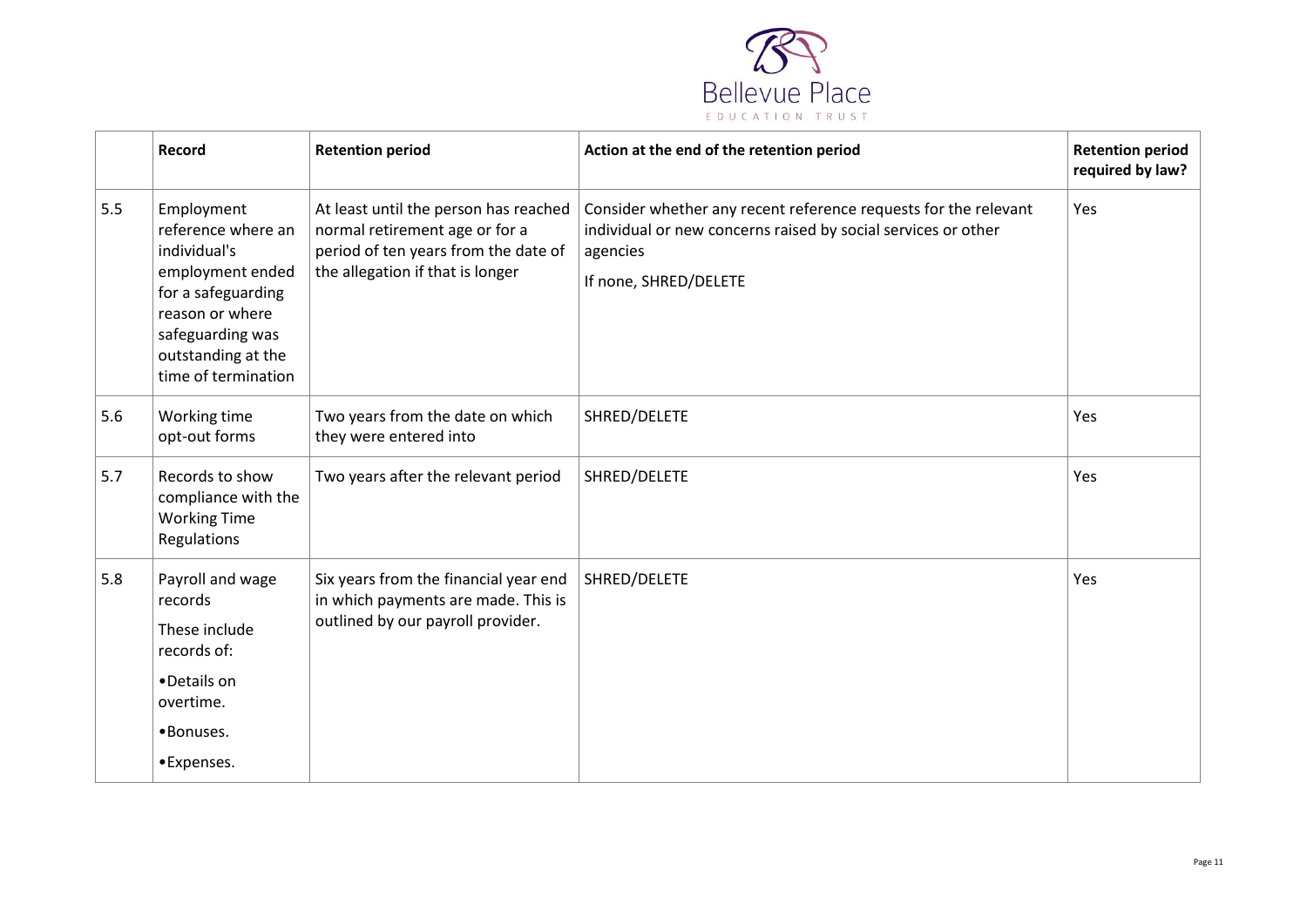| | Record | Retention period | Action at the end of the retention period | Retention period required by law? |
|---|---|---|---|---|
| 5.5 | Employment reference where an individual's employment ended for a safeguarding reason or where safeguarding was outstanding at the time of termination | At least until the person has reached normal retirement age or for a period of ten years from the date of the allegation if that is longer | Consider whether any recent reference requests for the relevant individual or new concerns raised by social services or other agencies<br><br>If none, SHRED/DELETE | Yes |
| 5.6 | Working time opt-out forms | Two years from the date on which they were entered into | SHRED/DELETE | Yes |
| 5.7 | Records to show compliance with the Working Time Regulations | Two years after the relevant period | SHRED/DELETE | Yes |
| 5.8 | Payroll and wage records<br><br>These include records of:<br><br>•Details on overtime.<br><br>•Bonuses.<br><br>•Expenses. | Six years from the financial year end in which payments are made. This is outlined by our payroll provider. | SHRED/DELETE | Yes |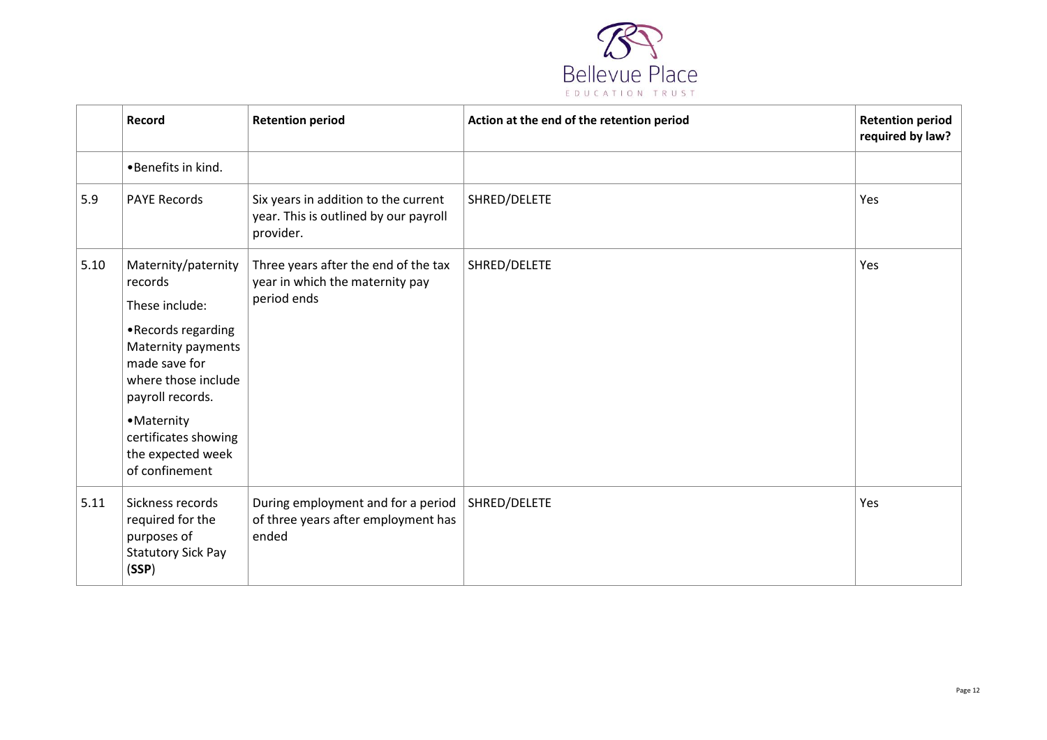| | Record | Retention period | Action at the end of the retention period | Retention period required by law? |
|---|---|---|---|---|
| | •Benefits in kind. | | | |
| 5.9 | PAYE Records | Six years in addition to the current year. This is outlined by our payroll provider. | SHRED/DELETE | Yes |
| 5.10 | Maternity/paternity records<br>These include:<br>•Records regarding Maternity payments made save for where those include payroll records.<br>•Maternity certificates showing the expected week of confinement | Three years after the end of the tax year in which the maternity pay period ends | SHRED/DELETE | Yes |
| 5.11 | Sickness records required for the purposes of Statutory Sick Pay (**SSP**) | During employment and for a period of three years after employment has ended | SHRED/DELETE | Yes |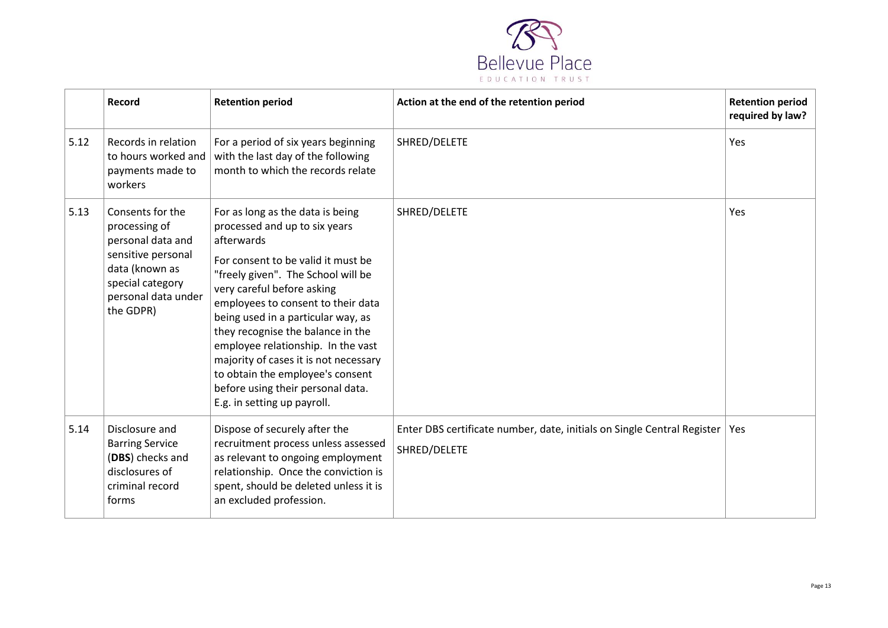| | Record | Retention period | Action at the end of the retention period | Retention period required by law? |
|---|---|---|---|---|
| 5.12 | Records in relation to hours worked and payments made to workers | For a period of six years beginning with the last day of the following month to which the records relate | SHRED/DELETE | Yes |
| 5.13 | Consents for the processing of personal data and sensitive personal data (known as special category personal data under the GDPR) | For as long as the data is being processed and up to six years afterwards<br><br>For consent to be valid it must be "freely given". The School will be very careful before asking employees to consent to their data being used in a particular way, as they recognise the balance in the employee relationship. In the vast majority of cases it is not necessary to obtain the employee's consent before using their personal data. E.g. in setting up payroll. | SHRED/DELETE | Yes |
| 5.14 | Disclosure and Barring Service (**DBS**) checks and disclosures of criminal record forms | Dispose of securely after the recruitment process unless assessed as relevant to ongoing employment relationship. Once the conviction is spent, should be deleted unless it is an excluded profession. | Enter DBS certificate number, date, initials on Single Central Register<br><br>SHRED/DELETE | Yes |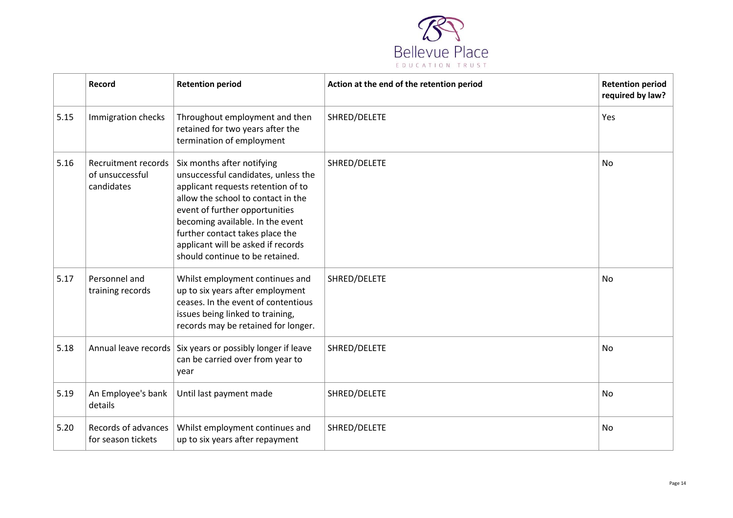|  | Record | Retention period | Action at the end of the retention period | Retention period required by law? |
|---|---|---|---|---|
| 5.15 | Immigration checks | Throughout employment and then retained for two years after the termination of employment | SHRED/DELETE | Yes |
| 5.16 | Recruitment records of unsuccessful candidates | Six months after notifying unsuccessful candidates, unless the applicant requests retention of to allow the school to contact in the event of further opportunities becoming available. In the event further contact takes place the applicant will be asked if records should continue to be retained. | SHRED/DELETE | No |
| 5.17 | Personnel and training records | Whilst employment continues and up to six years after employment ceases. In the event of contentious issues being linked to training, records may be retained for longer. | SHRED/DELETE | No |
| 5.18 | Annual leave records | Six years or possibly longer if leave can be carried over from year to year | SHRED/DELETE | No |
| 5.19 | An Employee's bank details | Until last payment made | SHRED/DELETE | No |
| 5.20 | Records of advances for season tickets | Whilst employment continues and up to six years after repayment | SHRED/DELETE | No |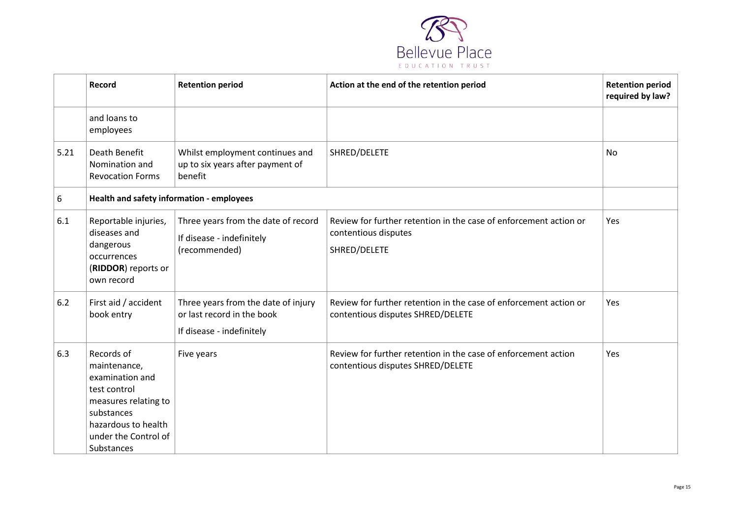|  | Record | Retention period | Action at the end of the retention period | Retention period required by law? |
|---|---|---|---|---|
|  | and loans to employees |  |  |  |
| 5.21 | Death Benefit Nomination and Revocation Forms | Whilst employment continues and up to six years after payment of benefit | SHRED/DELETE | No |
| 6 | **Health and safety information - employees** |  |  |  |
| 6.1 | Reportable injuries, diseases and dangerous occurrences (**RIDDOR**) reports or own record | Three years from the date of record<br>If disease - indefinitely (recommended) | Review for further retention in the case of enforcement action or contentious disputes<br>SHRED/DELETE | Yes |
| 6.2 | First aid / accident book entry | Three years from the date of injury or last record in the book<br>If disease - indefinitely | Review for further retention in the case of enforcement action or contentious disputes SHRED/DELETE | Yes |
| 6.3 | Records of maintenance, examination and test control measures relating to substances hazardous to health under the Control of Substances | Five years | Review for further retention in the case of enforcement action contentious disputes SHRED/DELETE | Yes |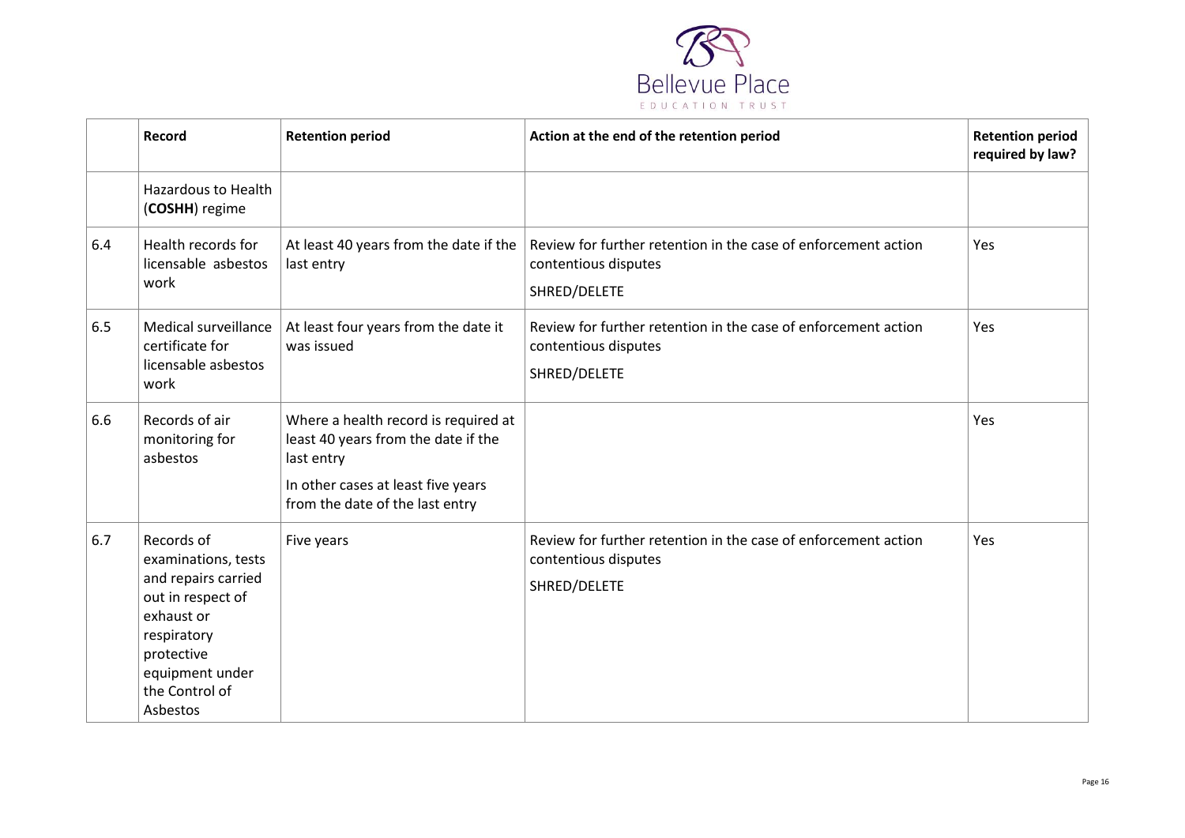|  | Record | Retention period | Action at the end of the retention period | Retention period required by law? |
|---|---|---|---|---|
|  | Hazardous to Health (**COSHH**) regime |  |  |  |
| 6.4 | Health records for licensable asbestos work | At least 40 years from the date if the last entry | Review for further retention in the case of enforcement action contentious disputes<br>SHRED/DELETE | Yes |
| 6.5 | Medical surveillance certificate for licensable asbestos work | At least four years from the date it was issued | Review for further retention in the case of enforcement action contentious disputes<br>SHRED/DELETE | Yes |
| 6.6 | Records of air monitoring for asbestos | Where a health record is required at least 40 years from the date if the last entry<br>In other cases at least five years from the date of the last entry |  | Yes |
| 6.7 | Records of examinations, tests and repairs carried out in respect of exhaust or respiratory protective equipment under the Control of Asbestos | Five years | Review for further retention in the case of enforcement action contentious disputes<br>SHRED/DELETE | Yes |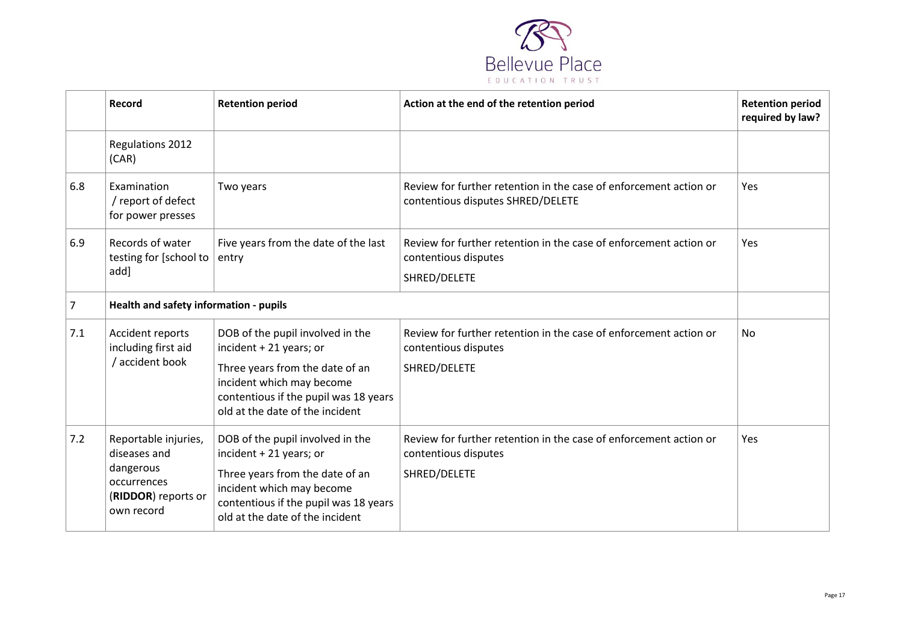| | Record | Retention period | Action at the end of the retention period | Retention period required by law? |
|---|---|---|---|---|
| | Regulations 2012 (CAR) | | | |
| 6.8 | Examination / report of defect for power presses | Two years | Review for further retention in the case of enforcement action or contentious disputes SHRED/DELETE | Yes |
| 6.9 | Records of water testing for [school to add] | Five years from the date of the last entry | Review for further retention in the case of enforcement action or contentious disputes<br>SHRED/DELETE | Yes |
| 7 | **Health and safety information - pupils** | | | |
| 7.1 | Accident reports including first aid / accident book | DOB of the pupil involved in the incident + 21 years; or<br>Three years from the date of an incident which may become contentious if the pupil was 18 years old at the date of the incident | Review for further retention in the case of enforcement action or contentious disputes<br>SHRED/DELETE | No |
| 7.2 | Reportable injuries, diseases and dangerous occurrences (**RIDDOR**) reports or own record | DOB of the pupil involved in the incident + 21 years; or<br>Three years from the date of an incident which may become contentious if the pupil was 18 years old at the date of the incident | Review for further retention in the case of enforcement action or contentious disputes<br>SHRED/DELETE | Yes |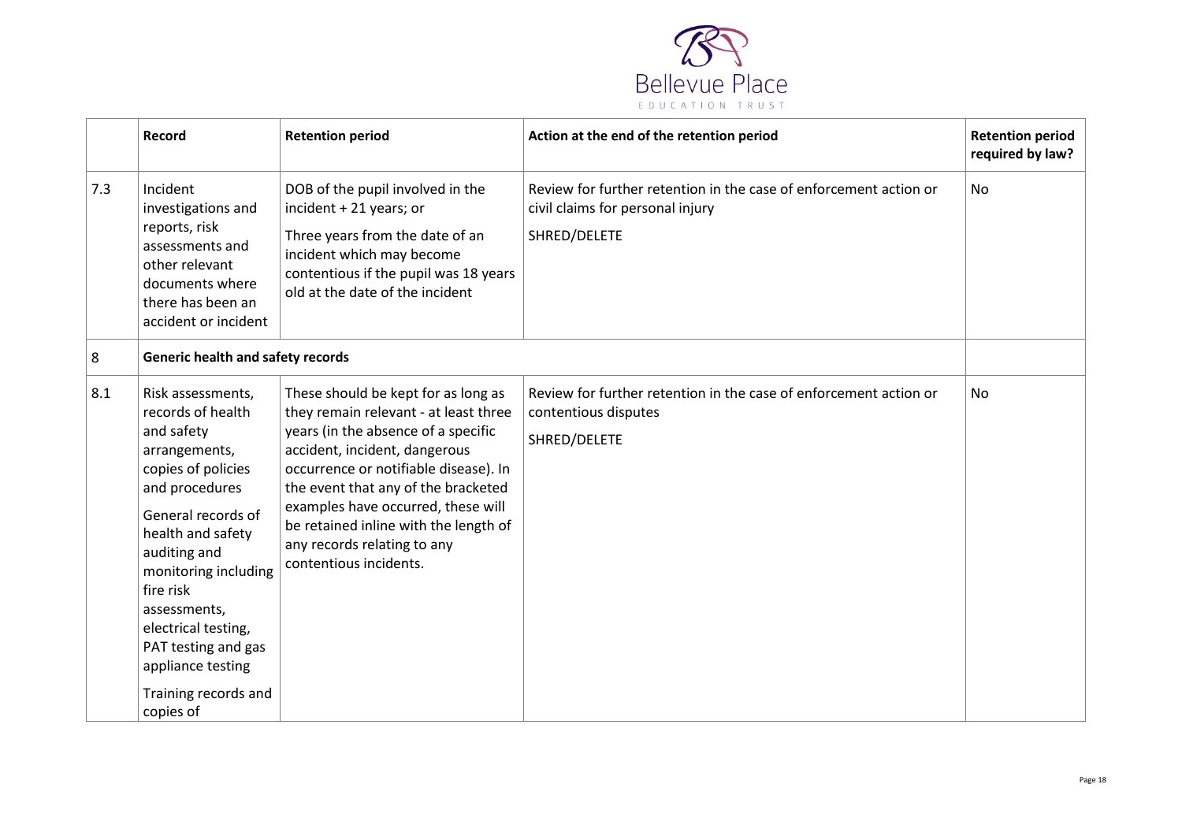|  | Record | Retention period | Action at the end of the retention period | Retention period required by law? |
|---|---|---|---|---|
| 7.3 | Incident investigations and reports, risk assessments and other relevant documents where there has been an accident or incident | DOB of the pupil involved in the incident + 21 years; or<br><br>Three years from the date of an incident which may become contentious if the pupil was 18 years old at the date of the incident | Review for further retention in the case of enforcement action or civil claims for personal injury<br><br>SHRED/DELETE | No |
| 8 | **Generic health and safety records** |  |  |  |
| 8.1 | Risk assessments, records of health and safety arrangements, copies of policies and procedures<br><br>General records of health and safety auditing and monitoring including fire risk assessments, electrical testing, PAT testing and gas appliance testing<br><br>Training records and copies of | These should be kept for as long as they remain relevant - at least three years (in the absence of a specific accident, incident, dangerous occurrence or notifiable disease). In the event that any of the bracketed examples have occurred, these will be retained inline with the length of any records relating to any contentious incidents. | Review for further retention in the case of enforcement action or contentious disputes<br><br>SHRED/DELETE | No |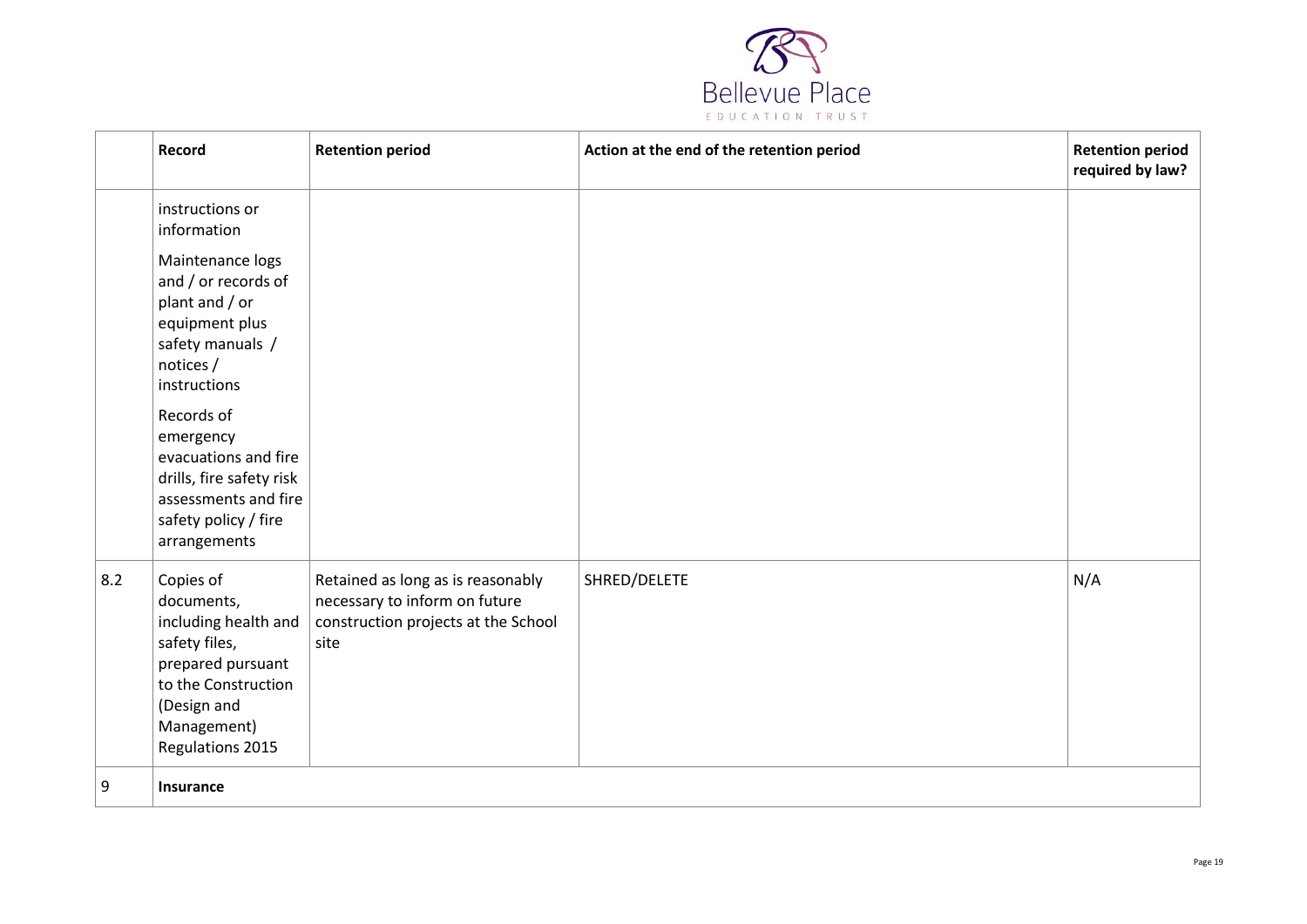| | Record | Retention period | Action at the end of the retention period | Retention period required by law? |
|---|---|---|---|---|
| | instructions or information<br><br>Maintenance logs and / or records of plant and / or equipment plus safety manuals / notices / instructions<br><br>Records of emergency evacuations and fire drills, fire safety risk assessments and fire safety policy / fire arrangements | | | |
| 8.2 | Copies of documents, including health and safety files, prepared pursuant to the Construction (Design and Management) Regulations 2015 | Retained as long as is reasonably necessary to inform on future construction projects at the School site | SHRED/DELETE | N/A |
| 9 | **Insurance** | | | |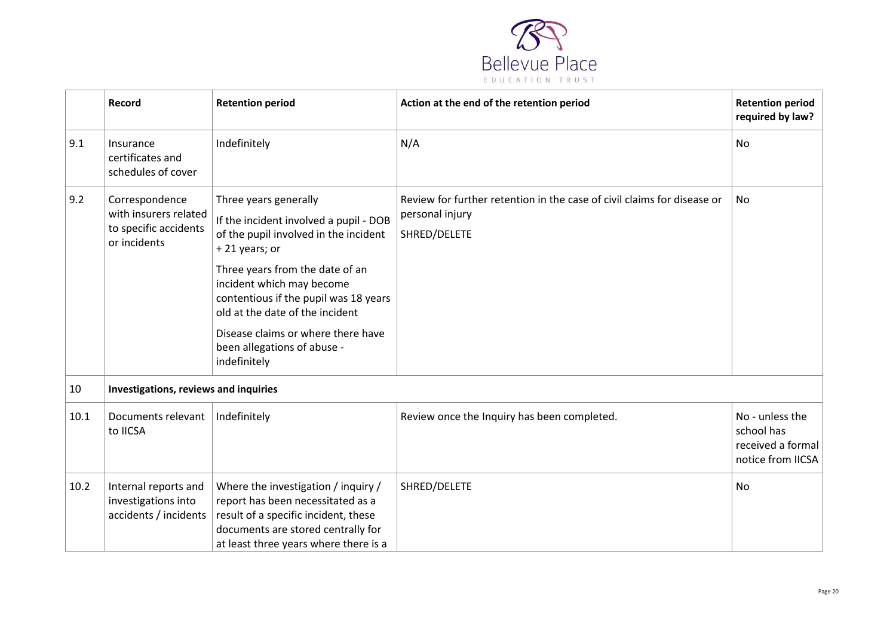|  | Record | Retention period | Action at the end of the retention period | Retention period required by law? |
|---|---|---|---|---|
| 9.1 | Insurance certificates and schedules of cover | Indefinitely | N/A | No |
| 9.2 | Correspondence with insurers related to specific accidents or incidents | Three years generally<br><br>If the incident involved a pupil - DOB of the pupil involved in the incident + 21 years; or<br><br>Three years from the date of an incident which may become contentious if the pupil was 18 years old at the date of the incident<br><br>Disease claims or where there have been allegations of abuse - indefinitely | Review for further retention in the case of civil claims for disease or personal injury<br><br>SHRED/DELETE | No |
| 10 | **Investigations, reviews and inquiries** | | | |
| 10.1 | Documents relevant to IICSA | Indefinitely | Review once the Inquiry has been completed. | No - unless the school has received a formal notice from IICSA |
| 10.2 | Internal reports and investigations into accidents / incidents | Where the investigation / inquiry / report has been necessitated as a result of a specific incident, these documents are stored centrally for at least three years where there is a | SHRED/DELETE | No |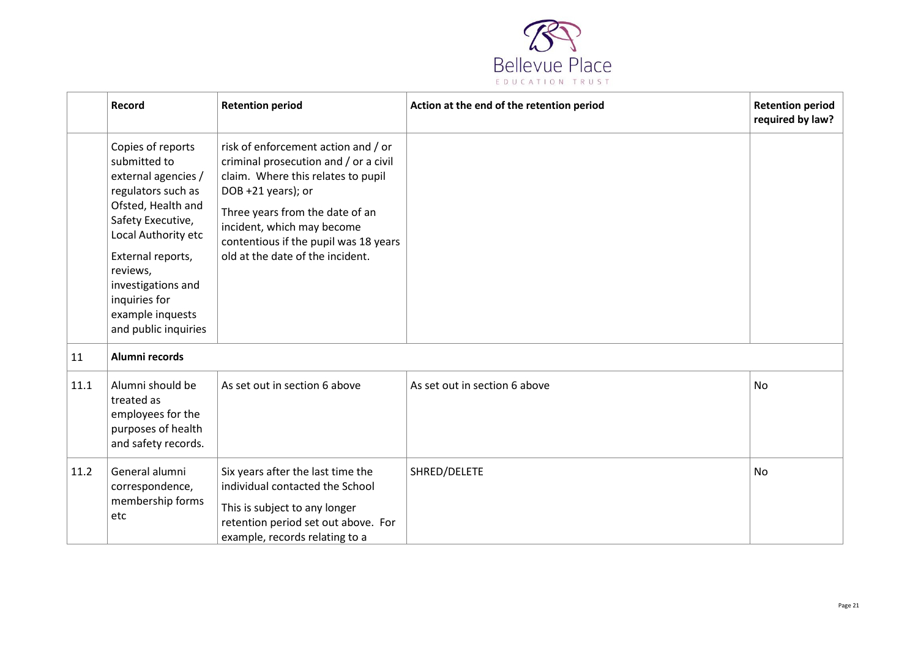| | Record | Retention period | Action at the end of the retention period | Retention period required by law? |
|---|---|---|---|---|
| | Copies of reports submitted to external agencies / regulators such as Ofsted, Health and Safety Executive, Local Authority etc<br><br>External reports, reviews, investigations and inquiries for example inquests and public inquiries | risk of enforcement action and / or criminal prosecution and / or a civil claim. Where this relates to pupil DOB +21 years); or<br><br>Three years from the date of an incident, which may become contentious if the pupil was 18 years old at the date of the incident. | | |
| 11 | **Alumni records** | | | |
| 11.1 | Alumni should be treated as employees for the purposes of health and safety records. | As set out in section 6 above | As set out in section 6 above | No |
| 11.2 | General alumni correspondence, membership forms etc | Six years after the last time the individual contacted the School<br><br>This is subject to any longer retention period set out above. For example, records relating to a | SHRED/DELETE | No |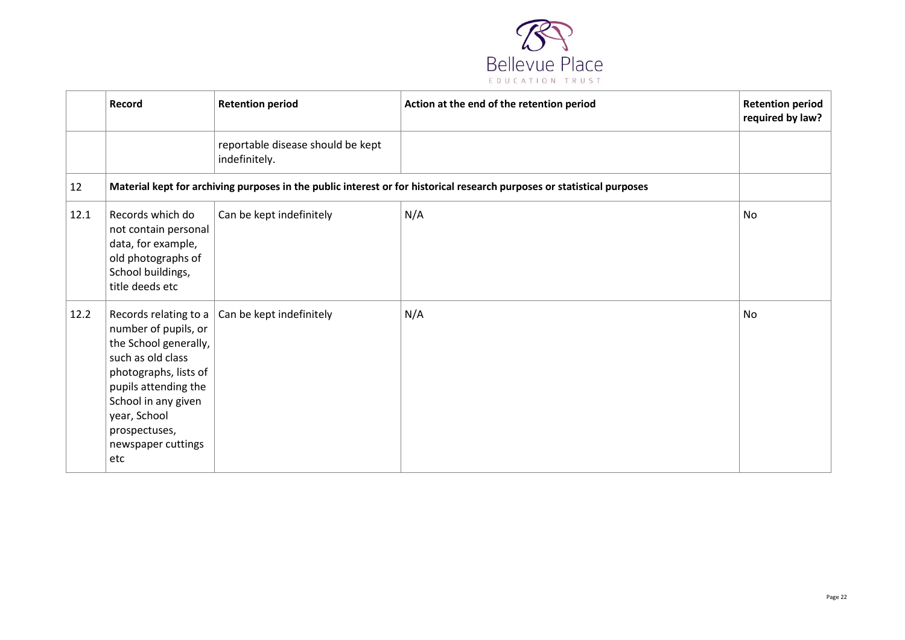| | Record | Retention period | Action at the end of the retention period | Retention period required by law? |
|---|---|---|---|---|
| | | reportable disease should be kept indefinitely. | | |
| 12 | **Material kept for archiving purposes in the public interest or for historical research purposes or statistical purposes** | | | |
| 12.1 | Records which do not contain personal data, for example, old photographs of School buildings, title deeds etc | Can be kept indefinitely | N/A | No |
| 12.2 | Records relating to a number of pupils, or the School generally, such as old class photographs, lists of pupils attending the School in any given year, School prospectuses, newspaper cuttings etc | Can be kept indefinitely | N/A | No |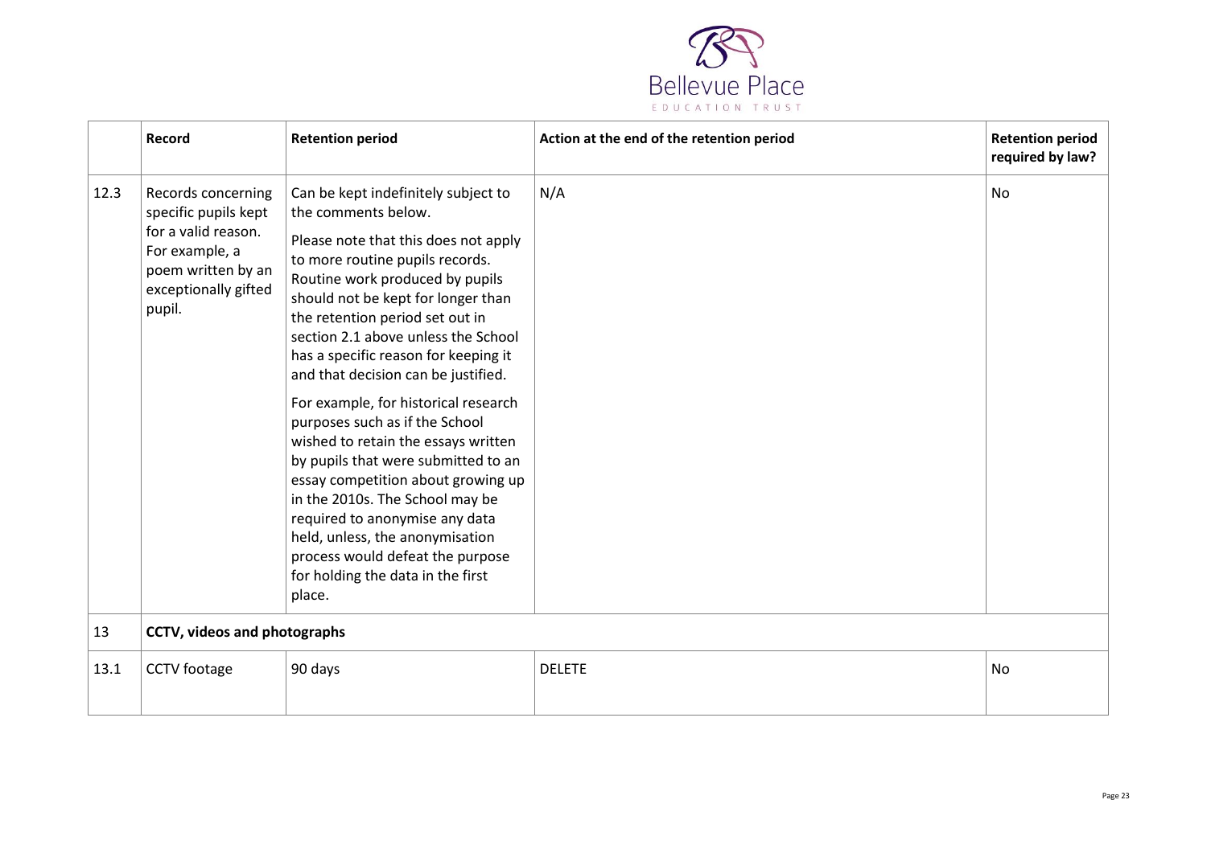|  | Record | Retention period | Action at the end of the retention period | Retention period required by law? |
|---|---|---|---|---|
| 12.3 | Records concerning specific pupils kept for a valid reason. For example, a poem written by an exceptionally gifted pupil. | Can be kept indefinitely subject to the comments below.<br><br>Please note that this does not apply to more routine pupils records. Routine work produced by pupils should not be kept for longer than the retention period set out in section 2.1 above unless the School has a specific reason for keeping it and that decision can be justified.<br><br>For example, for historical research purposes such as if the School wished to retain the essays written by pupils that were submitted to an essay competition about growing up in the 2010s. The School may be required to anonymise any data held, unless, the anonymisation process would defeat the purpose for holding the data in the first place. | N/A | No |
| 13 | **CCTV, videos and photographs** | | | |
| 13.1 | CCTV footage | 90 days | DELETE | No |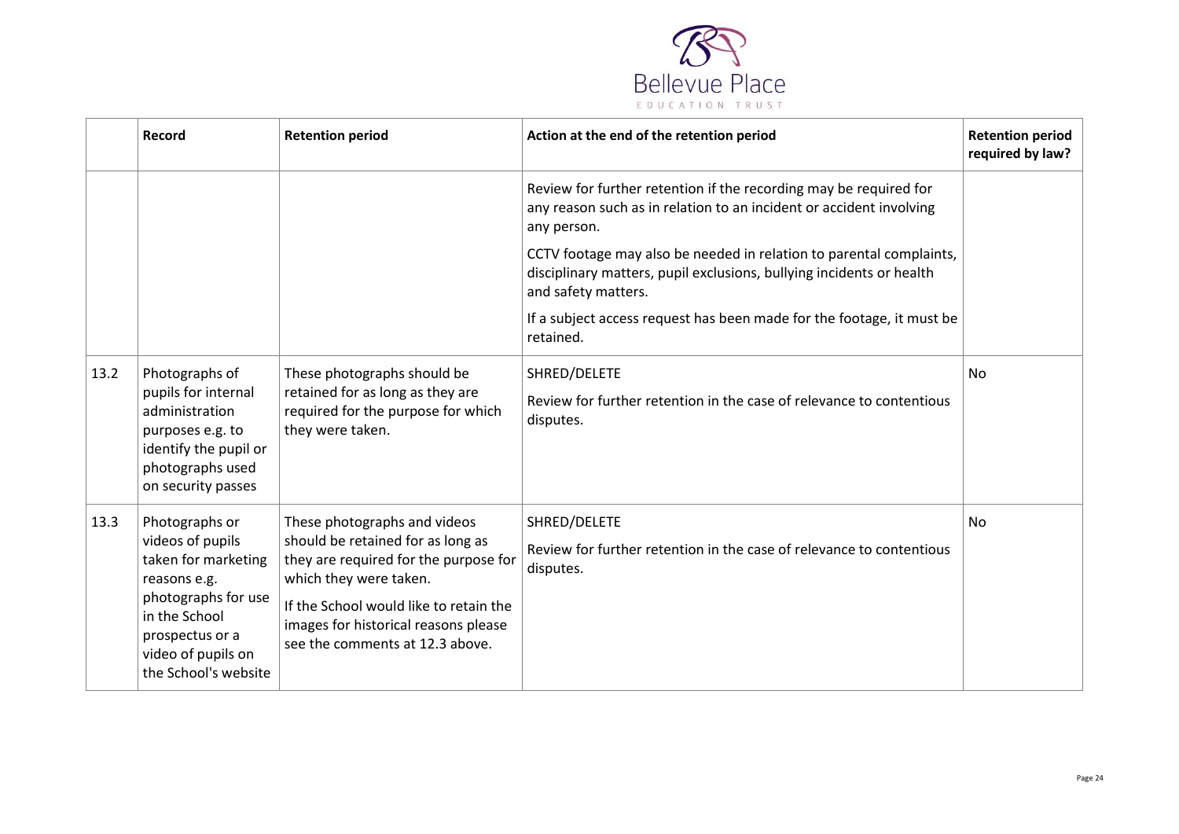| | Record | Retention period | Action at the end of the retention period | Retention period required by law? |
|---|---|---|---|---|
| | | | Review for further retention if the recording may be required for any reason such as in relation to an incident or accident involving any person.<br><br>CCTV footage may also be needed in relation to parental complaints, disciplinary matters, pupil exclusions, bullying incidents or health and safety matters.<br><br>If a subject access request has been made for the footage, it must be retained. | |
| 13.2 | Photographs of pupils for internal administration purposes e.g. to identify the pupil or photographs used on security passes | These photographs should be retained for as long as they are required for the purpose for which they were taken. | SHRED/DELETE<br><br>Review for further retention in the case of relevance to contentious disputes. | No |
| 13.3 | Photographs or videos of pupils taken for marketing reasons e.g. photographs for use in the School prospectus or a video of pupils on the School's website | These photographs and videos should be retained for as long as they are required for the purpose for which they were taken.<br><br>If the School would like to retain the images for historical reasons please see the comments at 12.3 above. | SHRED/DELETE<br><br>Review for further retention in the case of relevance to contentious disputes. | No |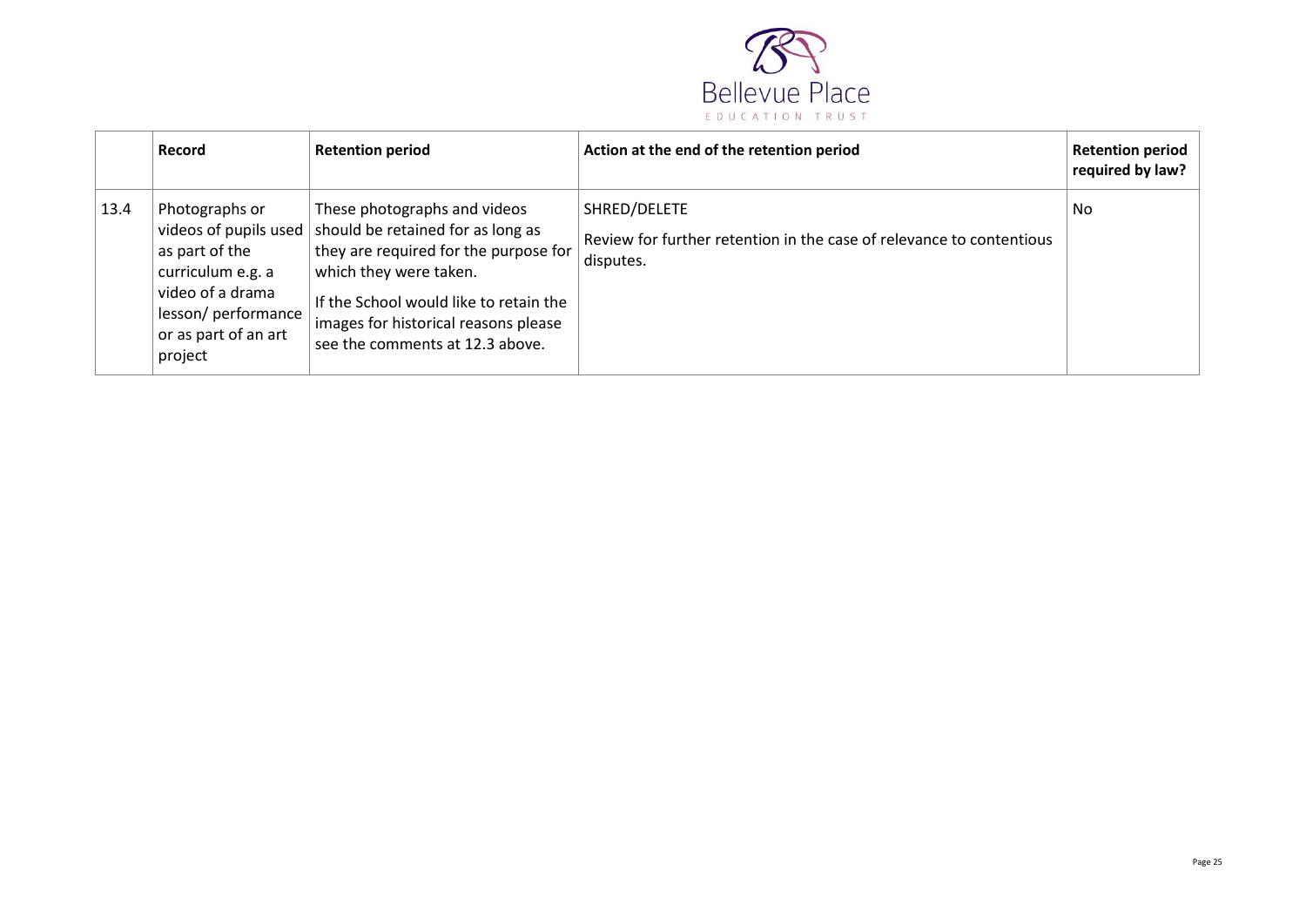| | Record | Retention period | Action at the end of the retention period | Retention period required by law? |
|---|---|---|---|---|
| 13.4 | Photographs or videos of pupils used as part of the curriculum e.g. a video of a drama lesson/ performance or as part of an art project | These photographs and videos should be retained for as long as they are required for the purpose for which they were taken.<br><br>If the School would like to retain the images for historical reasons please see the comments at 12.3 above. | SHRED/DELETE<br><br>Review for further retention in the case of relevance to contentious disputes. | No |